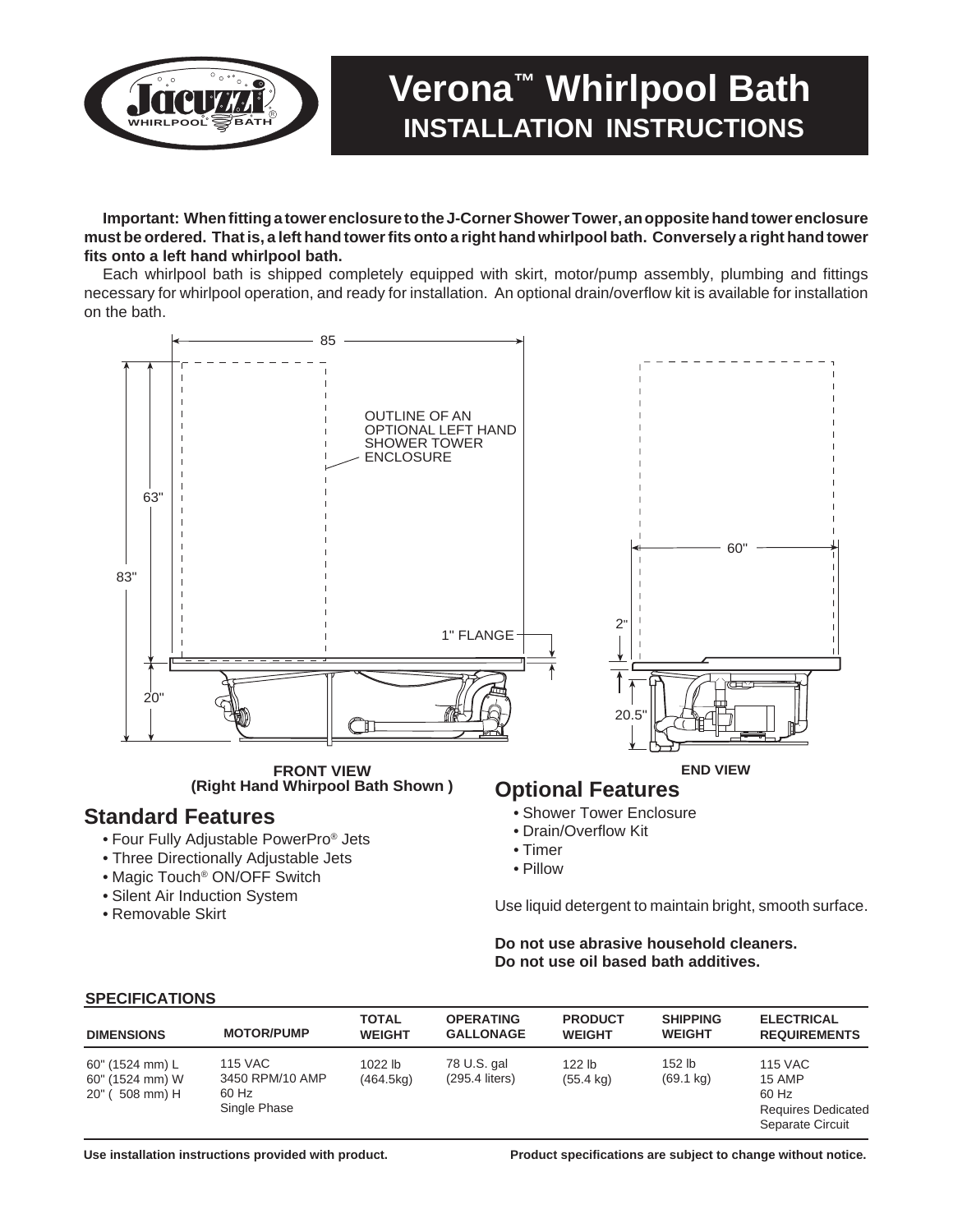# Verona™ Whirlpool Bath

## INSTALLATION INSTRUCTIONS

**Important: When fitting a tower enclosure to the J-Corner Shower Tower, an opposite hand tower enclosure must be ordered. That is, a left hand tower fits onto a right hand whirlpool bath. Conversely a right hand tower fits onto a left hand whirlpool bath.**

Each whirlpool bath is shipped completely equipped with skirt, motor/pump assembly, plumbing and fittings necessary for whirlpool operation, and ready for installation. An optional drain/overflow kit is available for installation on the bath.

85

OUTLINE OF AN OPTIONAL LEFT HAND SHOWER TOWER ENCLOSURE

63"

83"

20"

1" FLANGE

60"

2"

20.5"

**FRONT VIEW (Right Hand Whirpool Bath Shown )**

**END VIEW**

## Standard Features

- Four Fully Adjustable PowerPro® Jets
- Three Directionally Adjustable Jets
- Magic Touch® ON/OFF Switch
- Silent Air Induction System
- Removable Skirt

## Optional Features

- Shower Tower Enclosure
- Drain/Overflow Kit
- Timer
- Pillow

Use liquid detergent to maintain bright, smooth surface.

**Do not use abrasive household cleaners.**
**Do not use oil based bath additives.**

### SPECIFICATIONS

| DIMENSIONS | MOTOR/PUMP | TOTAL WEIGHT | OPERATING GALLONAGE | PRODUCT WEIGHT | SHIPPING WEIGHT | ELECTRICAL REQUIREMENTS |
|---|---|---|---|---|---|---|
| 60" (1524 mm) L<br>60" (1524 mm) W<br>20" ( 508 mm) H | 115 VAC<br>3450 RPM/10 AMP<br>60 Hz<br>Single Phase | 1022 lb<br>(464.5kg) | 78 U.S. gal<br>(295.4 liters) | 122 lb<br>(55.4 kg) | 152 lb<br>(69.1 kg) | 115 VAC<br>15 AMP<br>60 Hz<br>Requires Dedicated<br>Separate Circuit |

**Use installation instructions provided with product.** **Product specifications are subject to change without notice.**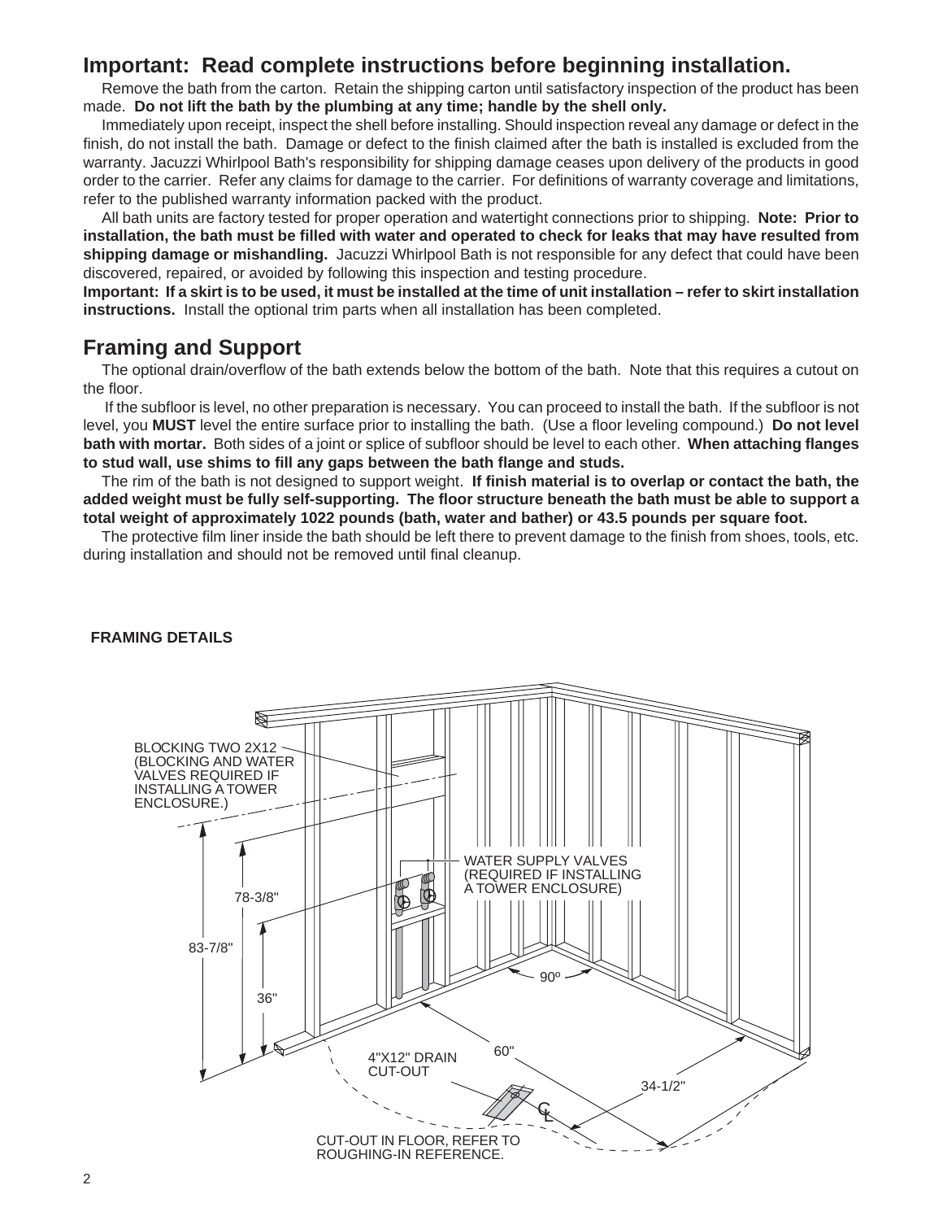## Important: Read complete instructions before beginning installation.

Remove the bath from the carton. Retain the shipping carton until satisfactory inspection of the product has been made. **Do not lift the bath by the plumbing at any time; handle by the shell only.**

Immediately upon receipt, inspect the shell before installing. Should inspection reveal any damage or defect in the finish, do not install the bath. Damage or defect to the finish claimed after the bath is installed is excluded from the warranty. Jacuzzi Whirlpool Bath's responsibility for shipping damage ceases upon delivery of the products in good order to the carrier. Refer any claims for damage to the carrier. For definitions of warranty coverage and limitations, refer to the published warranty information packed with the product.

All bath units are factory tested for proper operation and watertight connections prior to shipping. **Note: Prior to installation, the bath must be filled with water and operated to check for leaks that may have resulted from shipping damage or mishandling.** Jacuzzi Whirlpool Bath is not responsible for any defect that could have been discovered, repaired, or avoided by following this inspection and testing procedure.

**Important: If a skirt is to be used, it must be installed at the time of unit installation – refer to skirt installation instructions.** Install the optional trim parts when all installation has been completed.

## Framing and Support

The optional drain/overflow of the bath extends below the bottom of the bath. Note that this requires a cutout on the floor.

If the subfloor is level, no other preparation is necessary. You can proceed to install the bath. If the subfloor is not level, you **MUST** level the entire surface prior to installing the bath. (Use a floor leveling compound.) **Do not level bath with mortar.** Both sides of a joint or splice of subfloor should be level to each other. **When attaching flanges to stud wall, use shims to fill any gaps between the bath flange and studs.**

The rim of the bath is not designed to support weight. **If finish material is to overlap or contact the bath, the added weight must be fully self-supporting. The floor structure beneath the bath must be able to support a total weight of approximately 1022 pounds (bath, water and bather) or 43.5 pounds per square foot.**

The protective film liner inside the bath should be left there to prevent damage to the finish from shoes, tools, etc. during installation and should not be removed until final cleanup.

**FRAMING DETAILS**

BLOCKING TWO 2X12 (BLOCKING AND WATER VALVES REQUIRED IF INSTALLING A TOWER ENCLOSURE.)

WATER SUPPLY VALVES (REQUIRED IF INSTALLING A TOWER ENCLOSURE)

78-3/8"

83-7/8"

36"

90º

60"

4"X12" DRAIN CUT-OUT

34-1/2"

CUT-OUT IN FLOOR, REFER TO ROUGHING-IN REFERENCE.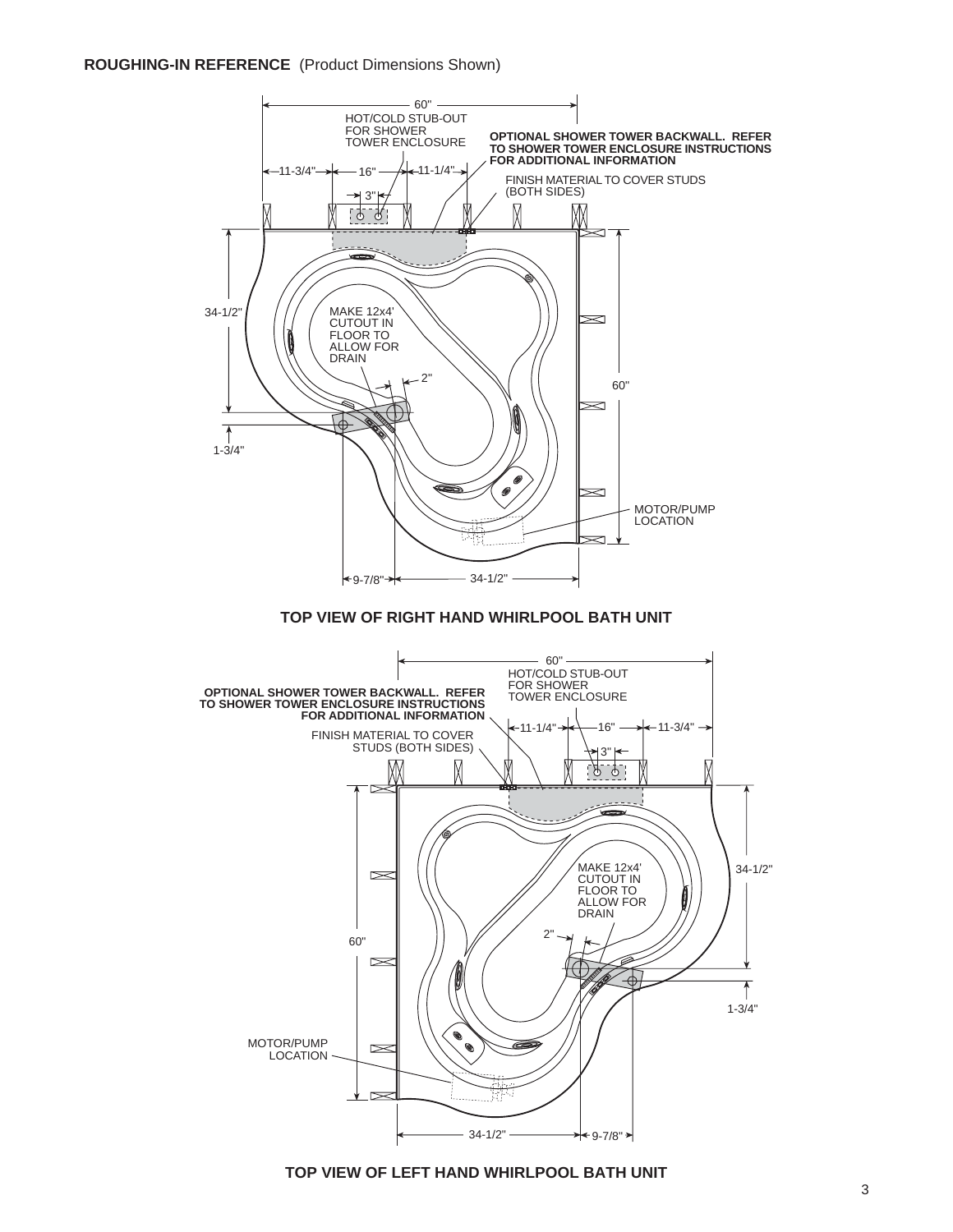**ROUGHING-IN REFERENCE** (Product Dimensions Shown)

60"

HOT/COLD STUB-OUT FOR SHOWER TOWER ENCLOSURE

**OPTIONAL SHOWER TOWER BACKWALL. REFER TO SHOWER TOWER ENCLOSURE INSTRUCTIONS FOR ADDITIONAL INFORMATION**

11-3/4" 16" 11-1/4"

3"

FINISH MATERIAL TO COVER STUDS (BOTH SIDES)

34-1/2"

MAKE 12x4' CUTOUT IN FLOOR TO ALLOW FOR DRAIN

2"

60"

1-3/4"

MOTOR/PUMP LOCATION

9-7/8" 34-1/2"

**TOP VIEW OF RIGHT HAND WHIRLPOOL BATH UNIT**

60"

HOT/COLD STUB-OUT FOR SHOWER TOWER ENCLOSURE

**OPTIONAL SHOWER TOWER BACKWALL. REFER TO SHOWER TOWER ENCLOSURE INSTRUCTIONS FOR ADDITIONAL INFORMATION**

11-1/4" 16" 11-3/4"

FINISH MATERIAL TO COVER STUDS (BOTH SIDES)

3"

MAKE 12x4' CUTOUT IN FLOOR TO ALLOW FOR DRAIN

34-1/2"

2"

60"

1-3/4"

MOTOR/PUMP LOCATION

34-1/2" 9-7/8"

**TOP VIEW OF LEFT HAND WHIRLPOOL BATH UNIT**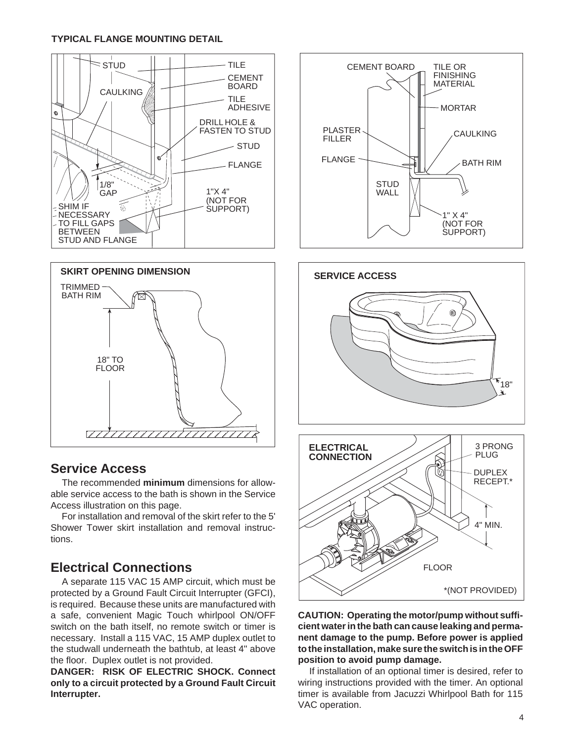**TYPICAL FLANGE MOUNTING DETAIL**

STUD

CAULKING

TILE

CEMENT BOARD

TILE ADHESIVE

DRILL HOLE & FASTEN TO STUD

STUD

FLANGE

1/8" GAP

1"X 4" (NOT FOR SUPPORT)

SHIM IF NECESSARY TO FILL GAPS BETWEEN STUD AND FLANGE

CEMENT BOARD

TILE OR FINISHING MATERIAL

MORTAR

PLASTER FILLER

CAULKING

FLANGE

BATH RIM

STUD WALL

1" X 4" (NOT FOR SUPPORT)

**SKIRT OPENING DIMENSION**

TRIMMED BATH RIM

18" TO FLOOR

**SERVICE ACCESS**

18"

## Service Access

The recommended **minimum** dimensions for allowable service access to the bath is shown in the Service Access illustration on this page.

For installation and removal of the skirt refer to the 5' Shower Tower skirt installation and removal instructions.

## Electrical Connections

A separate 115 VAC 15 AMP circuit, which must be protected by a Ground Fault Circuit Interrupter (GFCI), is required. Because these units are manufactured with a safe, convenient Magic Touch whirlpool ON/OFF switch on the bath itself, no remote switch or timer is necessary. Install a 115 VAC, 15 AMP duplex outlet to the studwall underneath the bathtub, at least 4" above the floor. Duplex outlet is not provided.

**DANGER: RISK OF ELECTRIC SHOCK. Connect only to a circuit protected by a Ground Fault Circuit Interrupter.**

**ELECTRICAL CONNECTION**

3 PRONG PLUG

DUPLEX RECEPT.*

4" MIN.

FLOOR

*(NOT PROVIDED)

**CAUTION: Operating the motor/pump without sufficient water in the bath can cause leaking and permanent damage to the pump. Before power is applied to the installation, make sure the switch is in the OFF position to avoid pump damage.**

If installation of an optional timer is desired, refer to wiring instructions provided with the timer. An optional timer is available from Jacuzzi Whirlpool Bath for 115 VAC operation.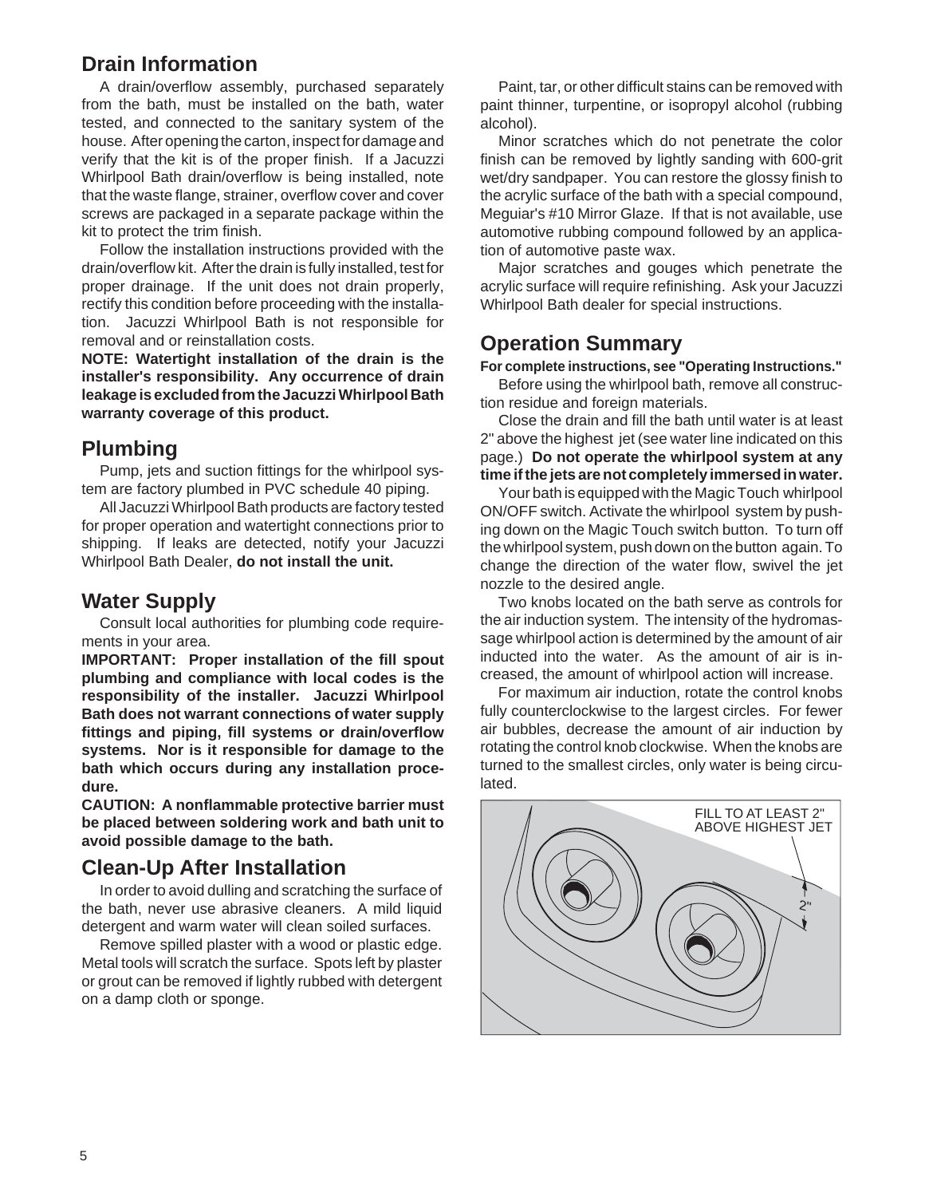## Drain Information

A drain/overflow assembly, purchased separately from the bath, must be installed on the bath, water tested, and connected to the sanitary system of the house. After opening the carton, inspect for damage and verify that the kit is of the proper finish. If a Jacuzzi Whirlpool Bath drain/overflow is being installed, note that the waste flange, strainer, overflow cover and cover screws are packaged in a separate package within the kit to protect the trim finish.

Follow the installation instructions provided with the drain/overflow kit. After the drain is fully installed, test for proper drainage. If the unit does not drain properly, rectify this condition before proceeding with the installation. Jacuzzi Whirlpool Bath is not responsible for removal and or reinstallation costs.

**NOTE: Watertight installation of the drain is the installer's responsibility. Any occurrence of drain leakage is excluded from the Jacuzzi Whirlpool Bath warranty coverage of this product.**

## Plumbing

Pump, jets and suction fittings for the whirlpool system are factory plumbed in PVC schedule 40 piping.

All Jacuzzi Whirlpool Bath products are factory tested for proper operation and watertight connections prior to shipping. If leaks are detected, notify your Jacuzzi Whirlpool Bath Dealer, **do not install the unit.**

## Water Supply

Consult local authorities for plumbing code requirements in your area.

**IMPORTANT: Proper installation of the fill spout plumbing and compliance with local codes is the responsibility of the installer. Jacuzzi Whirlpool Bath does not warrant connections of water supply fittings and piping, fill systems or drain/overflow systems. Nor is it responsible for damage to the bath which occurs during any installation procedure.**

**CAUTION: A nonflammable protective barrier must be placed between soldering work and bath unit to avoid possible damage to the bath.**

## Clean-Up After Installation

In order to avoid dulling and scratching the surface of the bath, never use abrasive cleaners. A mild liquid detergent and warm water will clean soiled surfaces.

Remove spilled plaster with a wood or plastic edge. Metal tools will scratch the surface. Spots left by plaster or grout can be removed if lightly rubbed with detergent on a damp cloth or sponge.

Paint, tar, or other difficult stains can be removed with paint thinner, turpentine, or isopropyl alcohol (rubbing alcohol).

Minor scratches which do not penetrate the color finish can be removed by lightly sanding with 600-grit wet/dry sandpaper. You can restore the glossy finish to the acrylic surface of the bath with a special compound, Meguiar's #10 Mirror Glaze. If that is not available, use automotive rubbing compound followed by an application of automotive paste wax.

Major scratches and gouges which penetrate the acrylic surface will require refinishing. Ask your Jacuzzi Whirlpool Bath dealer for special instructions.

## Operation Summary

**For complete instructions, see "Operating Instructions."**

Before using the whirlpool bath, remove all construction residue and foreign materials.

Close the drain and fill the bath until water is at least 2" above the highest jet (see water line indicated on this page.) **Do not operate the whirlpool system at any time if the jets are not completely immersed in water.**

Your bath is equipped with the Magic Touch whirlpool ON/OFF switch. Activate the whirlpool system by pushing down on the Magic Touch switch button. To turn off the whirlpool system, push down on the button again. To change the direction of the water flow, swivel the jet nozzle to the desired angle.

Two knobs located on the bath serve as controls for the air induction system. The intensity of the hydromassage whirlpool action is determined by the amount of air inducted into the water. As the amount of air is increased, the amount of whirlpool action will increase.

For maximum air induction, rotate the control knobs fully counterclockwise to the largest circles. For fewer air bubbles, decrease the amount of air induction by rotating the control knob clockwise. When the knobs are turned to the smallest circles, only water is being circulated.

FILL TO AT LEAST 2" ABOVE HIGHEST JET

2"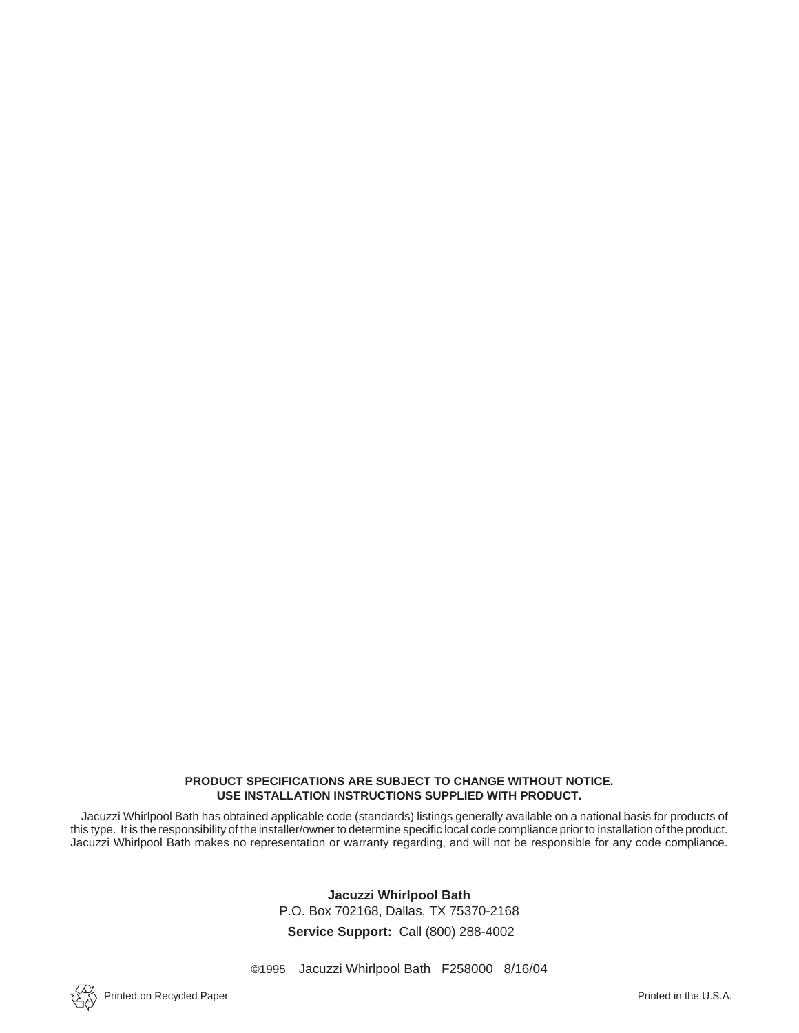**PRODUCT SPECIFICATIONS ARE SUBJECT TO CHANGE WITHOUT NOTICE.**
**USE INSTALLATION INSTRUCTIONS SUPPLIED WITH PRODUCT.**

Jacuzzi Whirlpool Bath has obtained applicable code (standards) listings generally available on a national basis for products of this type. It is the responsibility of the installer/owner to determine specific local code compliance prior to installation of the product. Jacuzzi Whirlpool Bath makes no representation or warranty regarding, and will not be responsible for any code compliance.

---

**Jacuzzi Whirlpool Bath**
P.O. Box 702168, Dallas, TX 75370-2168

**Service Support:** Call (800) 288-4002

©1995 Jacuzzi Whirlpool Bath F258000 8/16/04

Printed on Recycled Paper

Printed in the U.S.A.